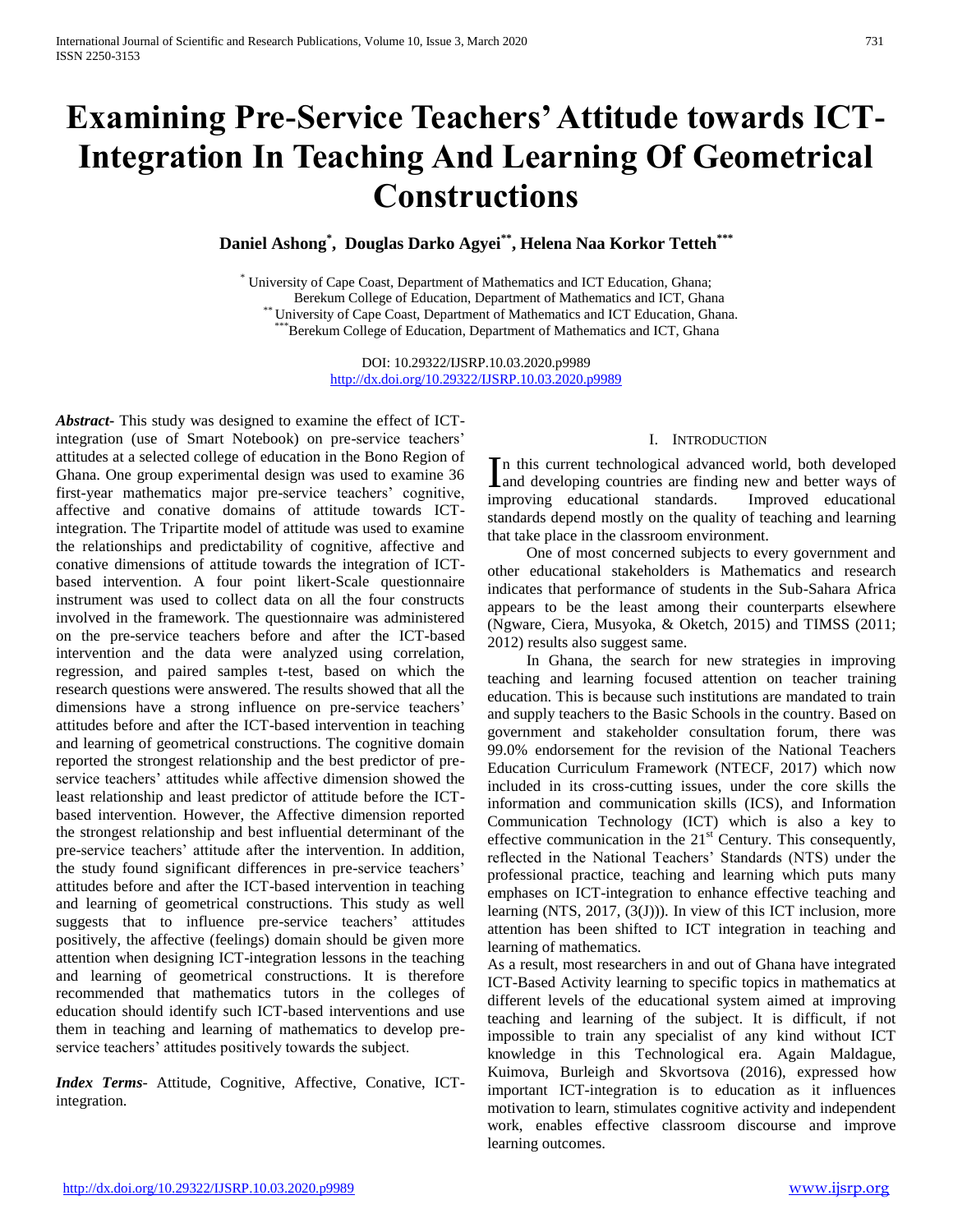# Examining Pre-Service Teachers' Attitude towards ICT-Integration In Teaching And Learning Of Geometrical Constructions

**Daniel Ashong[*], Douglas Darko Agyei[**], Helena Naa Korkor Tetteh[***]**

[*] University of Cape Coast, Department of Mathematics and ICT Education, Ghana;
Berekum College of Education, Department of Mathematics and ICT, Ghana
[**] University of Cape Coast, Department of Mathematics and ICT Education, Ghana.
[***] Berekum College of Education, Department of Mathematics and ICT, Ghana

DOI: 10.29322/IJSRP.10.03.2020.p9989
http://dx.doi.org/10.29322/IJSRP.10.03.2020.p9989

***Abstract***- This study was designed to examine the effect of ICT-integration (use of Smart Notebook) on pre-service teachers' attitudes at a selected college of education in the Bono Region of Ghana. One group experimental design was used to examine 36 first-year mathematics major pre-service teachers' cognitive, affective and conative domains of attitude towards ICT-integration. The Tripartite model of attitude was used to examine the relationships and predictability of cognitive, affective and conative dimensions of attitude towards the integration of ICT-based intervention. A four point likert-Scale questionnaire instrument was used to collect data on all the four constructs involved in the framework. The questionnaire was administered on the pre-service teachers before and after the ICT-based intervention and the data were analyzed using correlation, regression, and paired samples t-test, based on which the research questions were answered. The results showed that all the dimensions have a strong influence on pre-service teachers' attitudes before and after the ICT-based intervention in teaching and learning of geometrical constructions. The cognitive domain reported the strongest relationship and the best predictor of pre-service teachers' attitudes while affective dimension showed the least relationship and least predictor of attitude before the ICT-based intervention. However, the Affective dimension reported the strongest relationship and best influential determinant of the pre-service teachers' attitude after the intervention. In addition, the study found significant differences in pre-service teachers' attitudes before and after the ICT-based intervention in teaching and learning of geometrical constructions. This study as well suggests that to influence pre-service teachers' attitudes positively, the affective (feelings) domain should be given more attention when designing ICT-integration lessons in the teaching and learning of geometrical constructions. It is therefore recommended that mathematics tutors in the colleges of education should identify such ICT-based interventions and use them in teaching and learning of mathematics to develop pre-service teachers' attitudes positively towards the subject.

***Index Terms***- Attitude, Cognitive, Affective, Conative, ICT-integration.

## I. Introduction

In this current technological advanced world, both developed and developing countries are finding new and better ways of improving educational standards. Improved educational standards depend mostly on the quality of teaching and learning that take place in the classroom environment.

One of most concerned subjects to every government and other educational stakeholders is Mathematics and research indicates that performance of students in the Sub-Sahara Africa appears to be the least among their counterparts elsewhere (Ngware, Ciera, Musyoka, & Oketch, 2015) and TIMSS (2011; 2012) results also suggest same.

In Ghana, the search for new strategies in improving teaching and learning focused attention on teacher training education. This is because such institutions are mandated to train and supply teachers to the Basic Schools in the country. Based on government and stakeholder consultation forum, there was 99.0% endorsement for the revision of the National Teachers Education Curriculum Framework (NTECF, 2017) which now included in its cross-cutting issues, under the core skills the information and communication skills (ICS), and Information Communication Technology (ICT) which is also a key to effective communication in the 21$^{st}$ Century. This consequently, reflected in the National Teachers' Standards (NTS) under the professional practice, teaching and learning which puts many emphases on ICT-integration to enhance effective teaching and learning (NTS, 2017, (3(J))). In view of this ICT inclusion, more attention has been shifted to ICT integration in teaching and learning of mathematics.

As a result, most researchers in and out of Ghana have integrated ICT-Based Activity learning to specific topics in mathematics at different levels of the educational system aimed at improving teaching and learning of the subject. It is difficult, if not impossible to train any specialist of any kind without ICT knowledge in this Technological era. Again Maldague, Kuimova, Burleigh and Skvortsova (2016), expressed how important ICT-integration is to education as it influences motivation to learn, stimulates cognitive activity and independent work, enables effective classroom discourse and improve learning outcomes.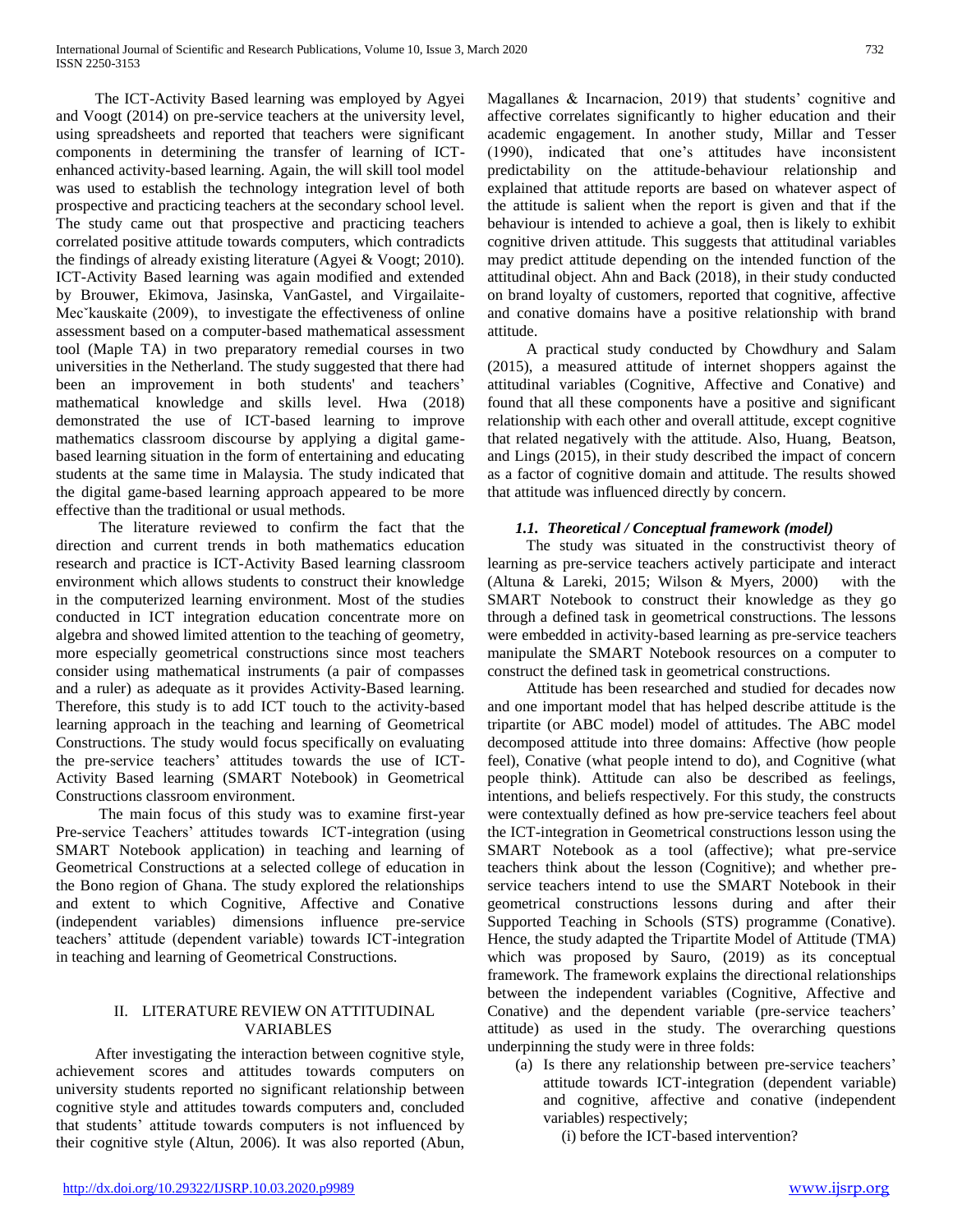The ICT-Activity Based learning was employed by Agyei and Voogt (2014) on pre-service teachers at the university level, using spreadsheets and reported that teachers were significant components in determining the transfer of learning of ICT-enhanced activity-based learning. Again, the will skill tool model was used to establish the technology integration level of both prospective and practicing teachers at the secondary school level. The study came out that prospective and practicing teachers correlated positive attitude towards computers, which contradicts the findings of already existing literature (Agyei & Voogt; 2010). ICT-Activity Based learning was again modified and extended by Brouwer, Ekimova, Jasinska, VanGastel, and Virgailaite-Mecˇkauskaite (2009), to investigate the effectiveness of online assessment based on a computer-based mathematical assessment tool (Maple TA) in two preparatory remedial courses in two universities in the Netherland. The study suggested that there had been an improvement in both students' and teachers' mathematical knowledge and skills level. Hwa (2018) demonstrated the use of ICT-based learning to improve mathematics classroom discourse by applying a digital game-based learning situation in the form of entertaining and educating students at the same time in Malaysia. The study indicated that the digital game-based learning approach appeared to be more effective than the traditional or usual methods.

The literature reviewed to confirm the fact that the direction and current trends in both mathematics education research and practice is ICT-Activity Based learning classroom environment which allows students to construct their knowledge in the computerized learning environment. Most of the studies conducted in ICT integration education concentrate more on algebra and showed limited attention to the teaching of geometry, more especially geometrical constructions since most teachers consider using mathematical instruments (a pair of compasses and a ruler) as adequate as it provides Activity-Based learning. Therefore, this study is to add ICT touch to the activity-based learning approach in the teaching and learning of Geometrical Constructions. The study would focus specifically on evaluating the pre-service teachers' attitudes towards the use of ICT-Activity Based learning (SMART Notebook) in Geometrical Constructions classroom environment.

The main focus of this study was to examine first-year Pre-service Teachers' attitudes towards ICT-integration (using SMART Notebook application) in teaching and learning of Geometrical Constructions at a selected college of education in the Bono region of Ghana. The study explored the relationships and extent to which Cognitive, Affective and Conative (independent variables) dimensions influence pre-service teachers' attitude (dependent variable) towards ICT-integration in teaching and learning of Geometrical Constructions.

## II. LITERATURE REVIEW ON ATTITUDINAL VARIABLES

After investigating the interaction between cognitive style, achievement scores and attitudes towards computers on university students reported no significant relationship between cognitive style and attitudes towards computers and, concluded that students' attitude towards computers is not influenced by their cognitive style (Altun, 2006). It was also reported (Abun, Magallanes & Incarnacion, 2019) that students' cognitive and affective correlates significantly to higher education and their academic engagement. In another study, Millar and Tesser (1990), indicated that one's attitudes have inconsistent predictability on the attitude-behaviour relationship and explained that attitude reports are based on whatever aspect of the attitude is salient when the report is given and that if the behaviour is intended to achieve a goal, then is likely to exhibit cognitive driven attitude. This suggests that attitudinal variables may predict attitude depending on the intended function of the attitudinal object. Ahn and Back (2018), in their study conducted on brand loyalty of customers, reported that cognitive, affective and conative domains have a positive relationship with brand attitude.

A practical study conducted by Chowdhury and Salam (2015), a measured attitude of internet shoppers against the attitudinal variables (Cognitive, Affective and Conative) and found that all these components have a positive and significant relationship with each other and overall attitude, except cognitive that related negatively with the attitude. Also, Huang, Beatson, and Lings (2015), in their study described the impact of concern as a factor of cognitive domain and attitude. The results showed that attitude was influenced directly by concern.

### *1.1. Theoretical / Conceptual framework (model)*

The study was situated in the constructivist theory of learning as pre-service teachers actively participate and interact (Altuna & Lareki, 2015; Wilson & Myers, 2000) with the SMART Notebook to construct their knowledge as they go through a defined task in geometrical constructions. The lessons were embedded in activity-based learning as pre-service teachers manipulate the SMART Notebook resources on a computer to construct the defined task in geometrical constructions.

Attitude has been researched and studied for decades now and one important model that has helped describe attitude is the tripartite (or ABC model) model of attitudes. The ABC model decomposed attitude into three domains: Affective (how people feel), Conative (what people intend to do), and Cognitive (what people think). Attitude can also be described as feelings, intentions, and beliefs respectively. For this study, the constructs were contextually defined as how pre-service teachers feel about the ICT-integration in Geometrical constructions lesson using the SMART Notebook as a tool (affective); what pre-service teachers think about the lesson (Cognitive); and whether pre-service teachers intend to use the SMART Notebook in their geometrical constructions lessons during and after their Supported Teaching in Schools (STS) programme (Conative). Hence, the study adapted the Tripartite Model of Attitude (TMA) which was proposed by Sauro, (2019) as its conceptual framework. The framework explains the directional relationships between the independent variables (Cognitive, Affective and Conative) and the dependent variable (pre-service teachers' attitude) as used in the study. The overarching questions underpinning the study were in three folds:

(a) Is there any relationship between pre-service teachers' attitude towards ICT-integration (dependent variable) and cognitive, affective and conative (independent variables) respectively;

   (i) before the ICT-based intervention?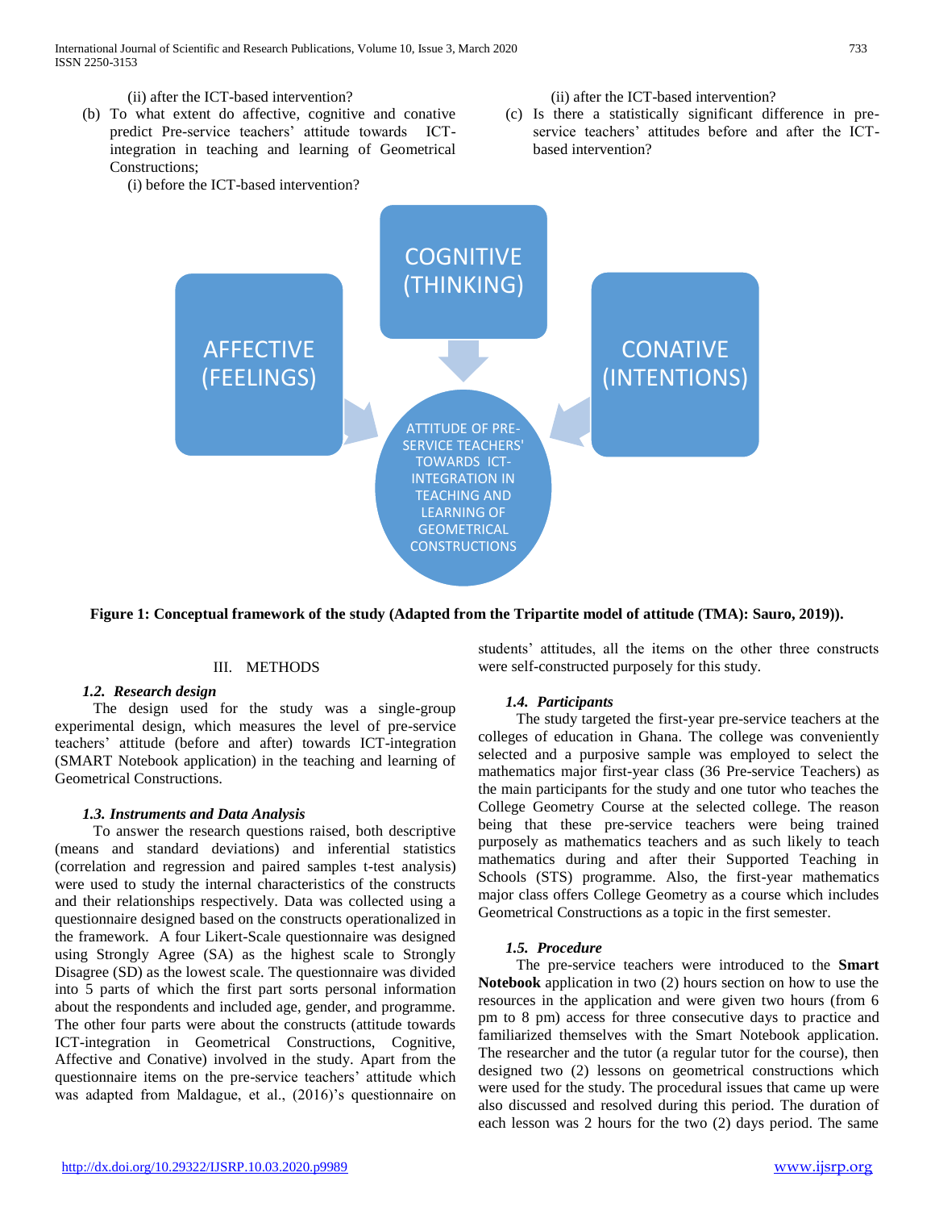(ii) after the ICT-based intervention?

(b) To what extent do affective, cognitive and conative predict Pre-service teachers' attitude towards ICT-integration in teaching and learning of Geometrical Constructions;

(i) before the ICT-based intervention?

(ii) after the ICT-based intervention?

(c) Is there a statistically significant difference in pre-service teachers' attitudes before and after the ICT-based intervention?

COGNITIVE (THINKING)

AFFECTIVE (FEELINGS)

CONATIVE (INTENTIONS)

ATTITUDE OF PRE-SERVICE TEACHERS' TOWARDS ICT-INTEGRATION IN TEACHING AND LEARNING OF GEOMETRICAL CONSTRUCTIONS

**Figure 1: Conceptual framework of the study (Adapted from the Tripartite model of attitude (TMA): Sauro, 2019)).**

## III. METHODS

### *1.2. Research design*

The design used for the study was a single-group experimental design, which measures the level of pre-service teachers' attitude (before and after) towards ICT-integration (SMART Notebook application) in the teaching and learning of Geometrical Constructions.

### *1.3. Instruments and Data Analysis*

To answer the research questions raised, both descriptive (means and standard deviations) and inferential statistics (correlation and regression and paired samples t-test analysis) were used to study the internal characteristics of the constructs and their relationships respectively. Data was collected using a questionnaire designed based on the constructs operationalized in the framework. A four Likert-Scale questionnaire was designed using Strongly Agree (SA) as the highest scale to Strongly Disagree (SD) as the lowest scale. The questionnaire was divided into 5 parts of which the first part sorts personal information about the respondents and included age, gender, and programme. The other four parts were about the constructs (attitude towards ICT-integration in Geometrical Constructions, Cognitive, Affective and Conative) involved in the study. Apart from the questionnaire items on the pre-service teachers' attitude which was adapted from Maldague, et al., (2016)'s questionnaire on students' attitudes, all the items on the other three constructs were self-constructed purposely for this study.

### *1.4. Participants*

The study targeted the first-year pre-service teachers at the colleges of education in Ghana. The college was conveniently selected and a purposive sample was employed to select the mathematics major first-year class (36 Pre-service Teachers) as the main participants for the study and one tutor who teaches the College Geometry Course at the selected college. The reason being that these pre-service teachers were being trained purposely as mathematics teachers and as such likely to teach mathematics during and after their Supported Teaching in Schools (STS) programme. Also, the first-year mathematics major class offers College Geometry as a course which includes Geometrical Constructions as a topic in the first semester.

### *1.5. Procedure*

The pre-service teachers were introduced to the **Smart Notebook** application in two (2) hours section on how to use the resources in the application and were given two hours (from 6 pm to 8 pm) access for three consecutive days to practice and familiarized themselves with the Smart Notebook application. The researcher and the tutor (a regular tutor for the course), then designed two (2) lessons on geometrical constructions which were used for the study. The procedural issues that came up were also discussed and resolved during this period. The duration of each lesson was 2 hours for the two (2) days period. The same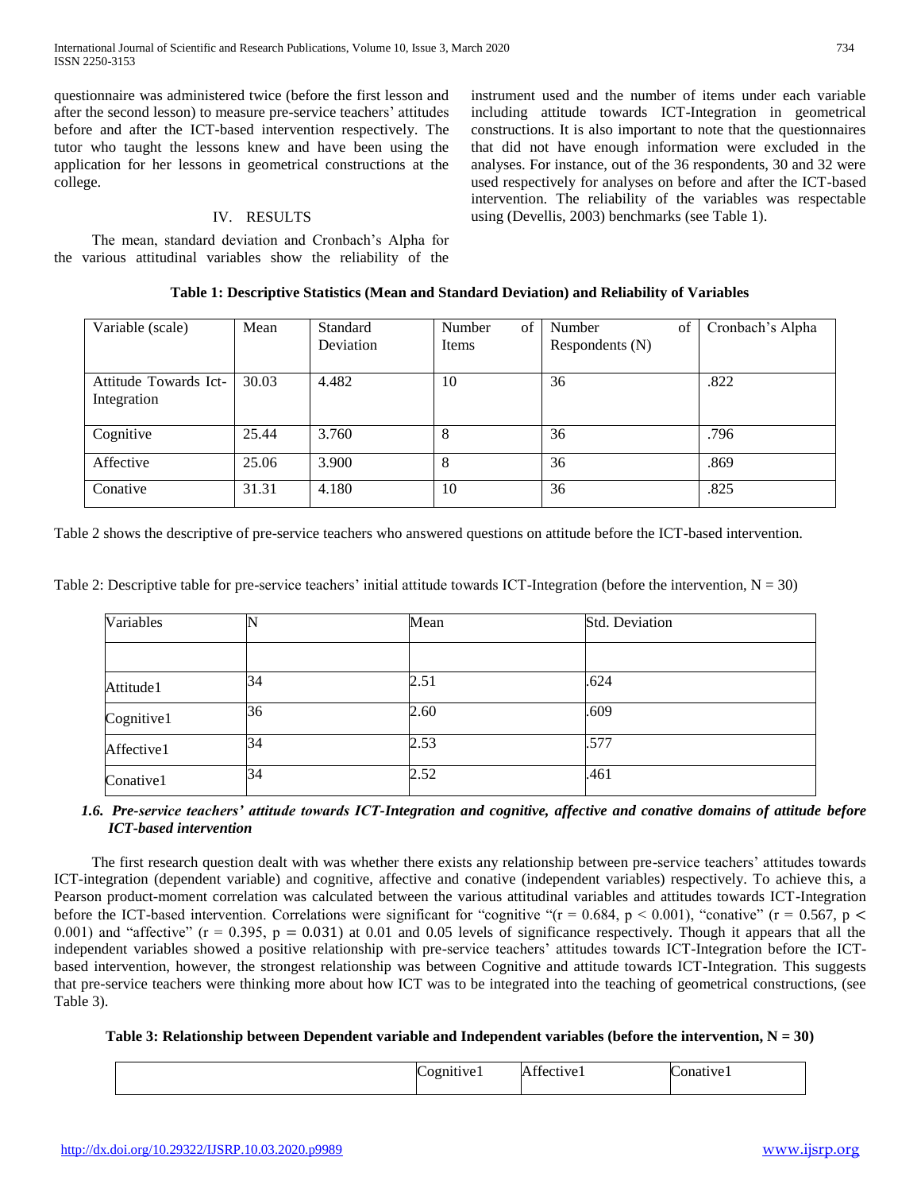questionnaire was administered twice (before the first lesson and after the second lesson) to measure pre-service teachers' attitudes before and after the ICT-based intervention respectively. The tutor who taught the lessons knew and have been using the application for her lessons in geometrical constructions at the college.

## IV. RESULTS

The mean, standard deviation and Cronbach's Alpha for the various attitudinal variables show the reliability of the instrument used and the number of items under each variable including attitude towards ICT-Integration in geometrical constructions. It is also important to note that the questionnaires that did not have enough information were excluded in the analyses. For instance, out of the 36 respondents, 30 and 32 were used respectively for analyses on before and after the ICT-based intervention. The reliability of the variables was respectable using (Devellis, 2003) benchmarks (see Table 1).

**Table 1: Descriptive Statistics (Mean and Standard Deviation) and Reliability of Variables**

| Variable (scale) | Mean | Standard Deviation | Number of Items | Number of Respondents (N) | Cronbach's Alpha |
|---|---|---|---|---|---|
| Attitude Towards Ict-Integration | 30.03 | 4.482 | 10 | 36 | .822 |
| Cognitive | 25.44 | 3.760 | 8 | 36 | .796 |
| Affective | 25.06 | 3.900 | 8 | 36 | .869 |
| Conative | 31.31 | 4.180 | 10 | 36 | .825 |

Table 2 shows the descriptive of pre-service teachers who answered questions on attitude before the ICT-based intervention.

Table 2: Descriptive table for pre-service teachers' initial attitude towards ICT-Integration (before the intervention, N = 30)

| Variables | N | Mean | Std. Deviation |
|---|---|---|---|
| | | | |
| Attitude1 | 34 | 2.51 | .624 |
| Cognitive1 | 36 | 2.60 | .609 |
| Affective1 | 34 | 2.53 | .577 |
| Conative1 | 34 | 2.52 | .461 |

### *1.6. Pre-service teachers' attitude towards ICT-Integration and cognitive, affective and conative domains of attitude before ICT-based intervention*

The first research question dealt with was whether there exists any relationship between pre-service teachers' attitudes towards ICT-integration (dependent variable) and cognitive, affective and conative (independent variables) respectively. To achieve this, a Pearson product-moment correlation was calculated between the various attitudinal variables and attitudes towards ICT-Integration before the ICT-based intervention. Correlations were significant for "cognitive "($r = 0.684$, $p < 0.001$), "conative" ($r = 0.567$, $p < 0.001$) and "affective" ($r = 0.395$, $p = 0.031$) at 0.01 and 0.05 levels of significance respectively. Though it appears that all the independent variables showed a positive relationship with pre-service teachers' attitudes towards ICT-Integration before the ICT-based intervention, however, the strongest relationship was between Cognitive and attitude towards ICT-Integration. This suggests that pre-service teachers were thinking more about how ICT was to be integrated into the teaching of geometrical constructions, (see Table 3).

**Table 3: Relationship between Dependent variable and Independent variables (before the intervention, N = 30)**

| | Cognitive1 | Affective1 | Conative1 |
|---|---|---|---|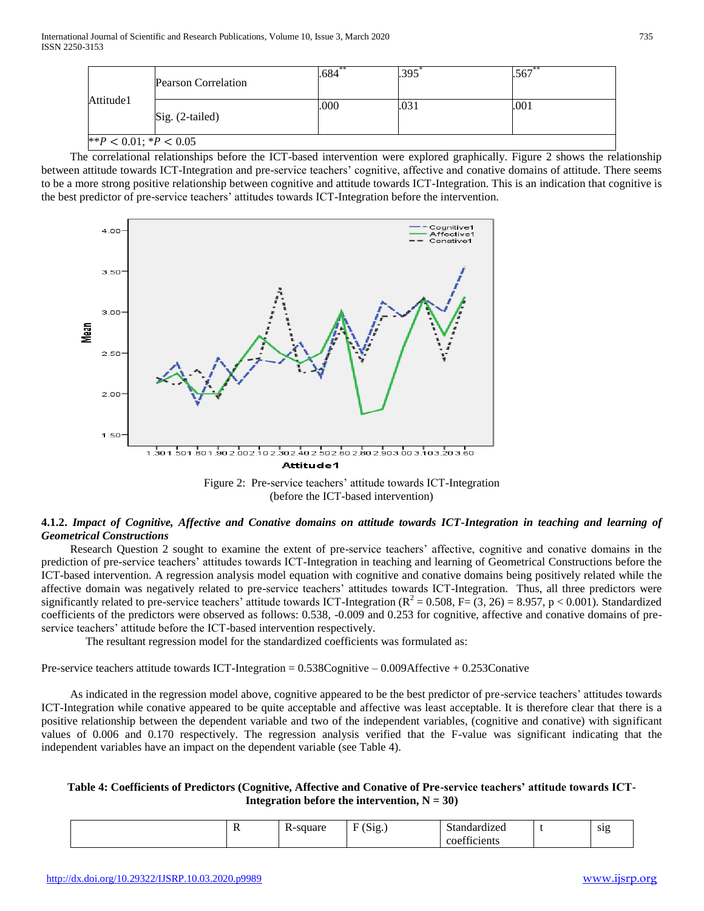| Attitude1 | Pearson Correlation | .684** | .395* | .567** |
|---|---|---|---|---|
| | Sig. (2-tailed) | .000 | .031 | .001 |

**$P < 0.01$; *$P < 0.05$

The correlational relationships before the ICT-based intervention were explored graphically. Figure 2 shows the relationship between attitude towards ICT-Integration and pre-service teachers' cognitive, affective and conative domains of attitude. There seems to be a more strong positive relationship between cognitive and attitude towards ICT-Integration. This is an indication that cognitive is the best predictor of pre-service teachers' attitudes towards ICT-Integration before the intervention.

Figure 2: Pre-service teachers' attitude towards ICT-Integration (before the ICT-based intervention)

#### 4.1.2. *Impact of Cognitive, Affective and Conative domains on attitude towards ICT-Integration in teaching and learning of Geometrical Constructions*

Research Question 2 sought to examine the extent of pre-service teachers' affective, cognitive and conative domains in the prediction of pre-service teachers' attitudes towards ICT-Integration in teaching and learning of Geometrical Constructions before the ICT-based intervention. A regression analysis model equation with cognitive and conative domains being positively related while the affective domain was negatively related to pre-service teachers' attitudes towards ICT-Integration. Thus, all three predictors were significantly related to pre-service teachers' attitude towards ICT-Integration ($R^2 = 0.508$, $F= (3, 26) = 8.957$, $p < 0.001$). Standardized coefficients of the predictors were observed as follows: 0.538, -0.009 and 0.253 for cognitive, affective and conative domains of pre-service teachers' attitude before the ICT-based intervention respectively.

The resultant regression model for the standardized coefficients was formulated as:

Pre-service teachers attitude towards ICT-Integration = 0.538Cognitive – 0.009Affective + 0.253Conative

As indicated in the regression model above, cognitive appeared to be the best predictor of pre-service teachers' attitudes towards ICT-Integration while conative appeared to be quite acceptable and affective was least acceptable. It is therefore clear that there is a positive relationship between the dependent variable and two of the independent variables, (cognitive and conative) with significant values of 0.006 and 0.170 respectively. The regression analysis verified that the F-value was significant indicating that the independent variables have an impact on the dependent variable (see Table 4).

**Table 4: Coefficients of Predictors (Cognitive, Affective and Conative of Pre-service teachers' attitude towards ICT-Integration before the intervention, N = 30)**

| | R | R-square | F (Sig.) | Standardized coefficients | t | sig |
|---|---|---|---|---|---|---|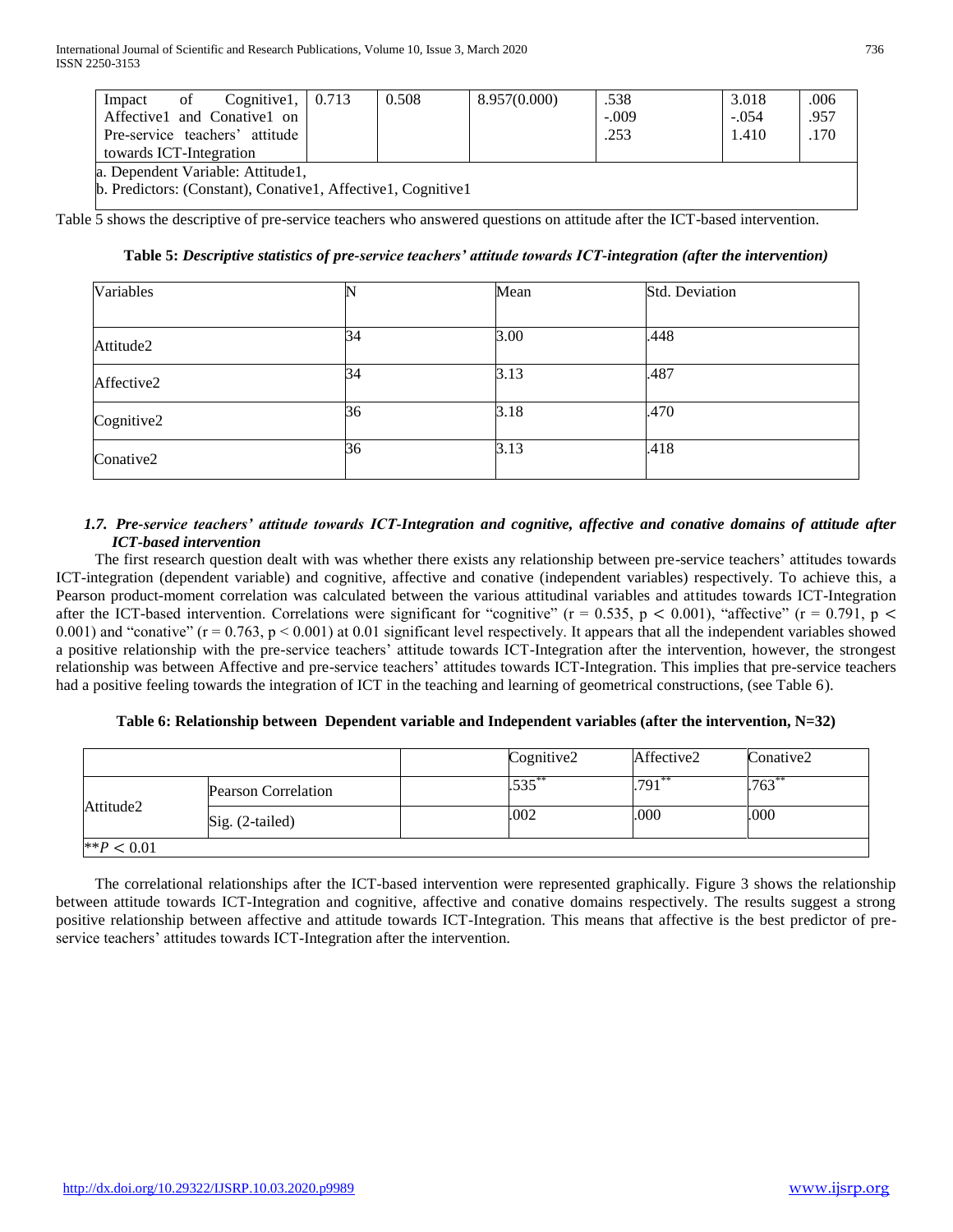| Impact of Cognitive1, Affective1 and Conative1 on Pre-service teachers' attitude towards ICT-Integration | 0.713 | 0.508 | 8.957(0.000) | .538<br>-.009<br>.253 | 3.018<br>-.054<br>1.410 | .006<br>.957<br>.170 |
|---|---|---|---|---|---|---|
| a. Dependent Variable: Attitude1,<br>b. Predictors: (Constant), Conative1, Affective1, Cognitive1 | | | | | | |

Table 5 shows the descriptive of pre-service teachers who answered questions on attitude after the ICT-based intervention.

**Table 5:** ***Descriptive statistics of pre-service teachers' attitude towards ICT-integration (after the intervention)***

| Variables | N | Mean | Std. Deviation |
|---|---|---|---|
| Attitude2 | 34 | 3.00 | .448 |
| Affective2 | 34 | 3.13 | .487 |
| Cognitive2 | 36 | 3.18 | .470 |
| Conative2 | 36 | 3.13 | .418 |

### *1.7. Pre-service teachers' attitude towards ICT-Integration and cognitive, affective and conative domains of attitude after ICT-based intervention*

The first research question dealt with was whether there exists any relationship between pre-service teachers' attitudes towards ICT-integration (dependent variable) and cognitive, affective and conative (independent variables) respectively. To achieve this, a Pearson product-moment correlation was calculated between the various attitudinal variables and attitudes towards ICT-Integration after the ICT-based intervention. Correlations were significant for "cognitive" ($r = 0.535$, $p < 0.001$), "affective" ($r = 0.791$, $p < 0.001$) and "conative" ($r = 0.763$, $p < 0.001$) at 0.01 significant level respectively. It appears that all the independent variables showed a positive relationship with the pre-service teachers' attitude towards ICT-Integration after the intervention, however, the strongest relationship was between Affective and pre-service teachers' attitudes towards ICT-Integration. This implies that pre-service teachers had a positive feeling towards the integration of ICT in the teaching and learning of geometrical constructions, (see Table 6).

**Table 6: Relationship between Dependent variable and Independent variables (after the intervention, N=32)**

| | | | Cognitive2 | Affective2 | Conative2 |
|---|---|---|---|---|---|
| Attitude2 | Pearson Correlation | | $.535^{**}$ | $.791^{**}$ | $.763^{**}$ |
| | Sig. (2-tailed) | | .002 | .000 | .000 |
| $^{**}P < 0.01$ | | | | | |

The correlational relationships after the ICT-based intervention were represented graphically. Figure 3 shows the relationship between attitude towards ICT-Integration and cognitive, affective and conative domains respectively. The results suggest a strong positive relationship between affective and attitude towards ICT-Integration. This means that affective is the best predictor of pre-service teachers' attitudes towards ICT-Integration after the intervention.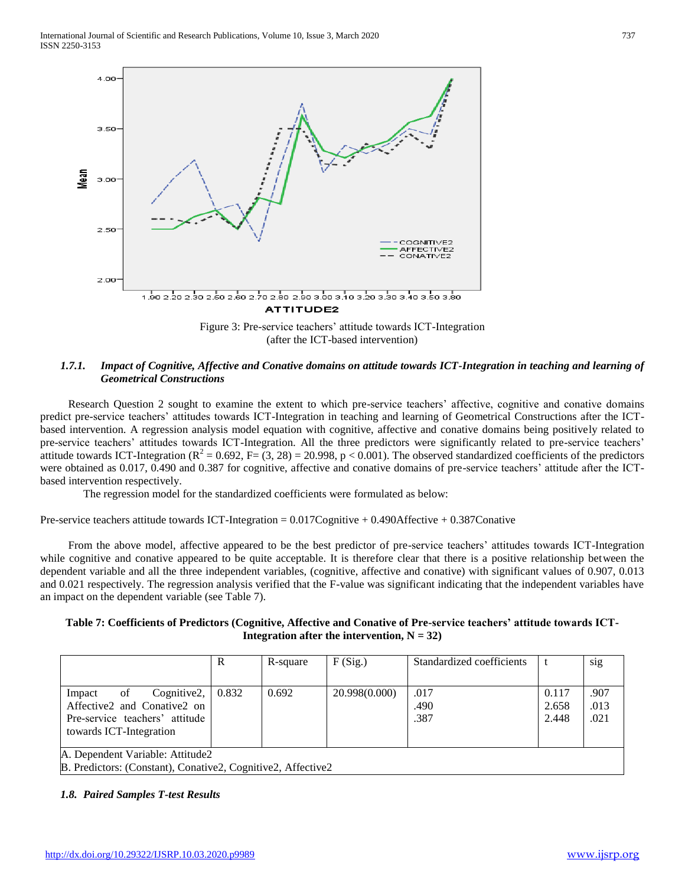Figure 3: Pre-service teachers' attitude towards ICT-Integration (after the ICT-based intervention)

### 1.7.1. *Impact of Cognitive, Affective and Conative domains on attitude towards ICT-Integration in teaching and learning of Geometrical Constructions*

Research Question 2 sought to examine the extent to which pre-service teachers' affective, cognitive and conative domains predict pre-service teachers' attitudes towards ICT-Integration in teaching and learning of Geometrical Constructions after the ICT-based intervention. A regression analysis model equation with cognitive, affective and conative domains being positively related to pre-service teachers' attitudes towards ICT-Integration. All the three predictors were significantly related to pre-service teachers' attitude towards ICT-Integration ($R^2 = 0.692$, $F= (3, 28) = 20.998$, $p < 0.001$). The observed standardized coefficients of the predictors were obtained as 0.017, 0.490 and 0.387 for cognitive, affective and conative domains of pre-service teachers' attitude after the ICT-based intervention respectively.

The regression model for the standardized coefficients were formulated as below:

Pre-service teachers attitude towards ICT-Integration = 0.017Cognitive + 0.490Affective + 0.387Conative

From the above model, affective appeared to be the best predictor of pre-service teachers' attitudes towards ICT-Integration while cognitive and conative appeared to be quite acceptable. It is therefore clear that there is a positive relationship between the dependent variable and all the three independent variables, (cognitive, affective and conative) with significant values of 0.907, 0.013 and 0.021 respectively. The regression analysis verified that the F-value was significant indicating that the independent variables have an impact on the dependent variable (see Table 7).

**Table 7: Coefficients of Predictors (Cognitive, Affective and Conative of Pre-service teachers' attitude towards ICT-Integration after the intervention, N = 32)**

| | R | R-square | F (Sig.) | Standardized coefficients | t | sig |
|---|---|---|---|---|---|---|
| Impact of Cognitive2, Affective2 and Conative2 on Pre-service teachers' attitude towards ICT-Integration | 0.832 | 0.692 | 20.998(0.000) | .017<br>.490<br>.387 | 0.117<br>2.658<br>2.448 | .907<br>.013<br>.021 |

A. Dependent Variable: Attitude2
B. Predictors: (Constant), Conative2, Cognitive2, Affective2

### 1.8. *Paired Samples T-test Results*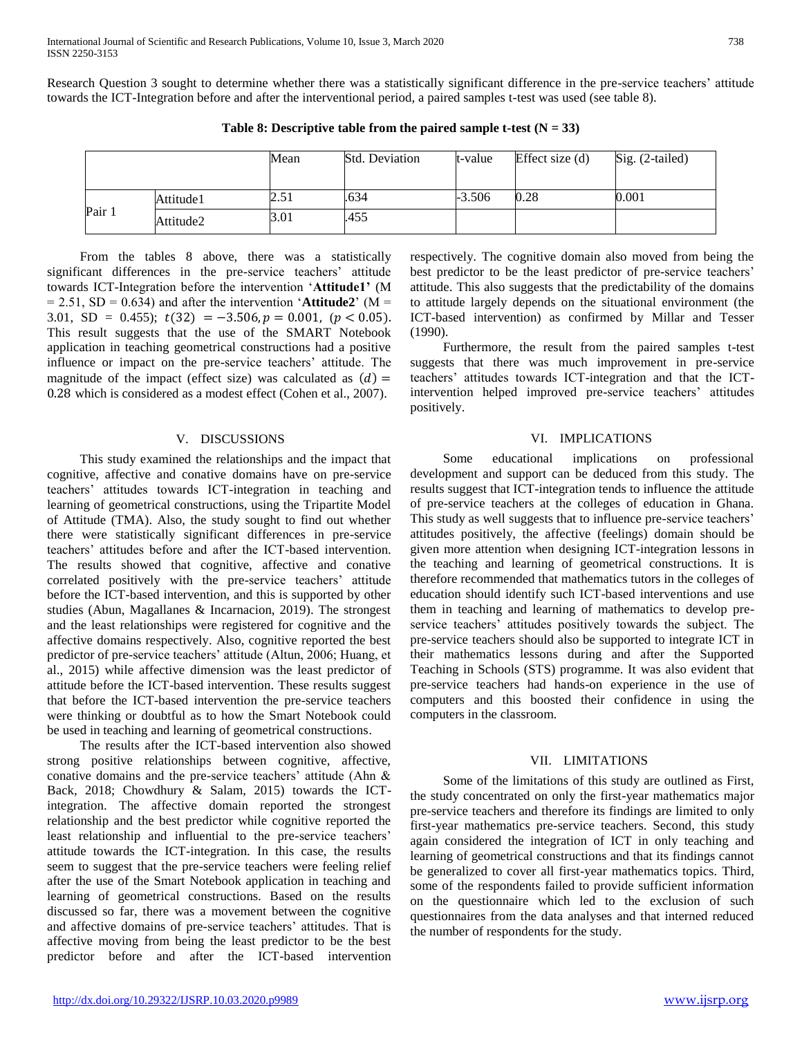Research Question 3 sought to determine whether there was a statistically significant difference in the pre-service teachers' attitude towards the ICT-Integration before and after the interventional period, a paired samples t-test was used (see table 8).

**Table 8: Descriptive table from the paired sample t-test (N = 33)**

| | | Mean | Std. Deviation | t-value | Effect size (d) | Sig. (2-tailed) |
|---|---|---|---|---|---|---|
| Pair 1 | Attitude1 | 2.51 | .634 | -3.506 | 0.28 | 0.001 |
| | Attitude2 | 3.01 | .455 | | | |

From the tables 8 above, there was a statistically significant differences in the pre-service teachers' attitude towards ICT-Integration before the intervention '**Attitude1**' (M = 2.51, SD = 0.634) and after the intervention '**Attitude2**' (M = 3.01, SD = 0.455); $t(32) = -3.506, p = 0.001,\ (p < 0.05)$. This result suggests that the use of the SMART Notebook application in teaching geometrical constructions had a positive influence or impact on the pre-service teachers' attitude. The magnitude of the impact (effect size) was calculated as $(d) = 0.28$ which is considered as a modest effect (Cohen et al., 2007).

## V. DISCUSSIONS

This study examined the relationships and the impact that cognitive, affective and conative domains have on pre-service teachers' attitudes towards ICT-integration in teaching and learning of geometrical constructions, using the Tripartite Model of Attitude (TMA). Also, the study sought to find out whether there were statistically significant differences in pre-service teachers' attitudes before and after the ICT-based intervention. The results showed that cognitive, affective and conative correlated positively with the pre-service teachers' attitude before the ICT-based intervention, and this is supported by other studies (Abun, Magallanes & Incarnacion, 2019). The strongest and the least relationships were registered for cognitive and the affective domains respectively. Also, cognitive reported the best predictor of pre-service teachers' attitude (Altun, 2006; Huang, et al., 2015) while affective dimension was the least predictor of attitude before the ICT-based intervention. These results suggest that before the ICT-based intervention the pre-service teachers were thinking or doubtful as to how the Smart Notebook could be used in teaching and learning of geometrical constructions.

The results after the ICT-based intervention also showed strong positive relationships between cognitive, affective, conative domains and the pre-service teachers' attitude (Ahn & Back, 2018; Chowdhury & Salam, 2015) towards the ICT-integration. The affective domain reported the strongest relationship and the best predictor while cognitive reported the least relationship and influential to the pre-service teachers' attitude towards the ICT-integration. In this case, the results seem to suggest that the pre-service teachers were feeling relief after the use of the Smart Notebook application in teaching and learning of geometrical constructions. Based on the results discussed so far, there was a movement between the cognitive and affective domains of pre-service teachers' attitudes. That is affective moving from being the least predictor to be the best predictor before and after the ICT-based intervention respectively. The cognitive domain also moved from being the best predictor to be the least predictor of pre-service teachers' attitude. This also suggests that the predictability of the domains to attitude largely depends on the situational environment (the ICT-based intervention) as confirmed by Millar and Tesser (1990).

Furthermore, the result from the paired samples t-test suggests that there was much improvement in pre-service teachers' attitudes towards ICT-integration and that the ICT-intervention helped improved pre-service teachers' attitudes positively.

## VI. IMPLICATIONS

Some educational implications on professional development and support can be deduced from this study. The results suggest that ICT-integration tends to influence the attitude of pre-service teachers at the colleges of education in Ghana. This study as well suggests that to influence pre-service teachers' attitudes positively, the affective (feelings) domain should be given more attention when designing ICT-integration lessons in the teaching and learning of geometrical constructions. It is therefore recommended that mathematics tutors in the colleges of education should identify such ICT-based interventions and use them in teaching and learning of mathematics to develop pre-service teachers' attitudes positively towards the subject. The pre-service teachers should also be supported to integrate ICT in their mathematics lessons during and after the Supported Teaching in Schools (STS) programme. It was also evident that pre-service teachers had hands-on experience in the use of computers and this boosted their confidence in using the computers in the classroom.

## VII. LIMITATIONS

Some of the limitations of this study are outlined as First, the study concentrated on only the first-year mathematics major pre-service teachers and therefore its findings are limited to only first-year mathematics pre-service teachers. Second, this study again considered the integration of ICT in only teaching and learning of geometrical constructions and that its findings cannot be generalized to cover all first-year mathematics topics. Third, some of the respondents failed to provide sufficient information on the questionnaire which led to the exclusion of such questionnaires from the data analyses and that interned reduced the number of respondents for the study.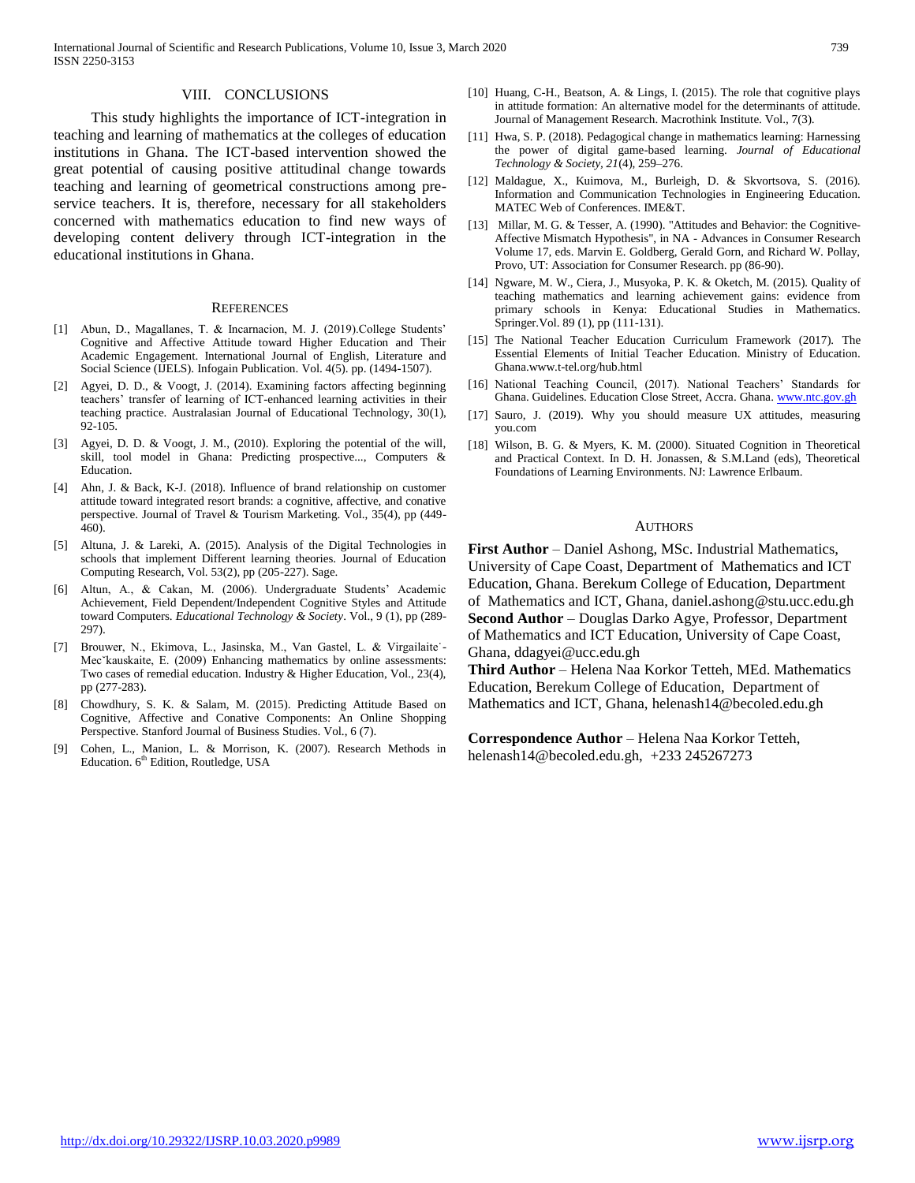## VIII. CONCLUSIONS

This study highlights the importance of ICT-integration in teaching and learning of mathematics at the colleges of education institutions in Ghana. The ICT-based intervention showed the great potential of causing positive attitudinal change towards teaching and learning of geometrical constructions among pre-service teachers. It is, therefore, necessary for all stakeholders concerned with mathematics education to find new ways of developing content delivery through ICT-integration in the educational institutions in Ghana.

## REFERENCES

[1] Abun, D., Magallanes, T. & Incarnacion, M. J. (2019).College Students' Cognitive and Affective Attitude toward Higher Education and Their Academic Engagement. International Journal of English, Literature and Social Science (IJELS). Infogain Publication. Vol. 4(5). pp. (1494-1507).

[2] Agyei, D. D., & Voogt, J. (2014). Examining factors affecting beginning teachers' transfer of learning of ICT-enhanced learning activities in their teaching practice. Australasian Journal of Educational Technology, 30(1), 92-105.

[3] Agyei, D. D. & Voogt, J. M., (2010). Exploring the potential of the will, skill, tool model in Ghana: Predicting prospective..., Computers & Education.

[4] Ahn, J. & Back, K-J. (2018). Influence of brand relationship on customer attitude toward integrated resort brands: a cognitive, affective, and conative perspective. Journal of Travel & Tourism Marketing. Vol., 35(4), pp (449-460).

[5] Altuna, J. & Lareki, A. (2015). Analysis of the Digital Technologies in schools that implement Different learning theories. Journal of Education Computing Research, Vol. 53(2), pp (205-227). Sage.

[6] Altun, A., & Cakan, M. (2006). Undergraduate Students' Academic Achievement, Field Dependent/Independent Cognitive Styles and Attitude toward Computers. *Educational Technology & Society*. Vol., 9 (1), pp (289-297).

[7] Brouwer, N., Ekimova, L., Jasinska, M., Van Gastel, L. & Virgailaite˙-Mecˇkauskaite, E. (2009) Enhancing mathematics by online assessments: Two cases of remedial education. Industry & Higher Education, Vol., 23(4), pp (277-283).

[8] Chowdhury, S. K. & Salam, M. (2015). Predicting Attitude Based on Cognitive, Affective and Conative Components: An Online Shopping Perspective. Stanford Journal of Business Studies. Vol., 6 (7).

[9] Cohen, L., Manion, L. & Morrison, K. (2007). Research Methods in Education. 6th Edition, Routledge, USA

[10] Huang, C-H., Beatson, A. & Lings, I. (2015). The role that cognitive plays in attitude formation: An alternative model for the determinants of attitude. Journal of Management Research. Macrothink Institute. Vol., 7(3).

[11] Hwa, S. P. (2018). Pedagogical change in mathematics learning: Harnessing the power of digital game-based learning. *Journal of Educational Technology & Society, 21*(4), 259–276.

[12] Maldague, X., Kuimova, M., Burleigh, D. & Skvortsova, S. (2016). Information and Communication Technologies in Engineering Education. MATEC Web of Conferences. IME&T.

[13] Millar, M. G. & Tesser, A. (1990). "Attitudes and Behavior: the Cognitive-Affective Mismatch Hypothesis", in NA - Advances in Consumer Research Volume 17, eds. Marvin E. Goldberg, Gerald Gorn, and Richard W. Pollay, Provo, UT: Association for Consumer Research. pp (86-90).

[14] Ngware, M. W., Ciera, J., Musyoka, P. K. & Oketch, M. (2015). Quality of teaching mathematics and learning achievement gains: evidence from primary schools in Kenya: Educational Studies in Mathematics. Springer.Vol. 89 (1), pp (111-131).

[15] The National Teacher Education Curriculum Framework (2017). The Essential Elements of Initial Teacher Education. Ministry of Education. Ghana.www.t-tel.org/hub.html

[16] National Teaching Council, (2017). National Teachers' Standards for Ghana. Guidelines. Education Close Street, Accra. Ghana. www.ntc.gov.gh

[17] Sauro, J. (2019). Why you should measure UX attitudes, measuring you.com

[18] Wilson, B. G. & Myers, K. M. (2000). Situated Cognition in Theoretical and Practical Context. In D. H. Jonassen, & S.M.Land (eds), Theoretical Foundations of Learning Environments. NJ: Lawrence Erlbaum.

## AUTHORS

**First Author** – Daniel Ashong, MSc. Industrial Mathematics, University of Cape Coast, Department of Mathematics and ICT Education, Ghana. Berekum College of Education, Department of Mathematics and ICT, Ghana, daniel.ashong@stu.ucc.edu.gh

**Second Author** – Douglas Darko Agye, Professor, Department of Mathematics and ICT Education, University of Cape Coast, Ghana, ddagyei@ucc.edu.gh

**Third Author** – Helena Naa Korkor Tetteh, MEd. Mathematics Education, Berekum College of Education, Department of Mathematics and ICT, Ghana, helenash14@becoled.edu.gh

**Correspondence Author** – Helena Naa Korkor Tetteh, helenash14@becoled.edu.gh, +233 245267273